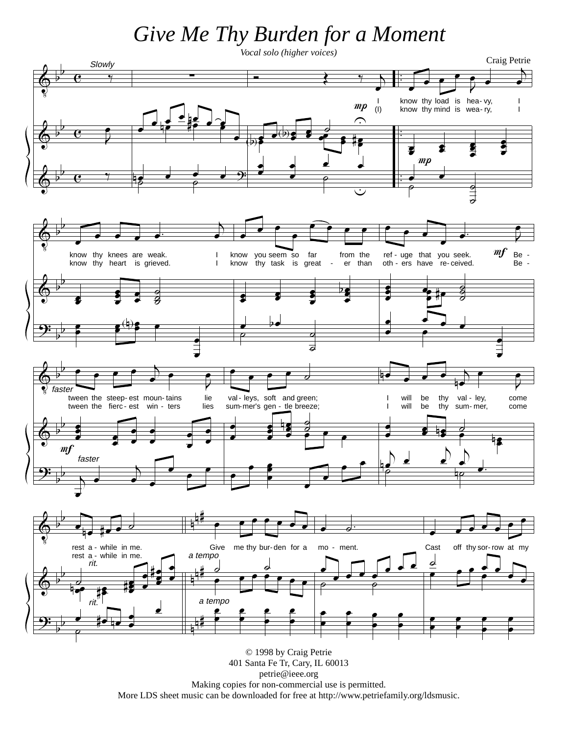# *Give Me Thy Burden for a Moment*

*Vocal solo (higher voices)*

Craig Petrie

© 1998 by Craig Petrie
401 Santa Fe Tr, Cary, IL 60013
petrie@ieee.org
Making copies for non-commercial use is permitted.
More LDS sheet music can be downloaded for free at http://www.petriefamily.org/ldsmusic.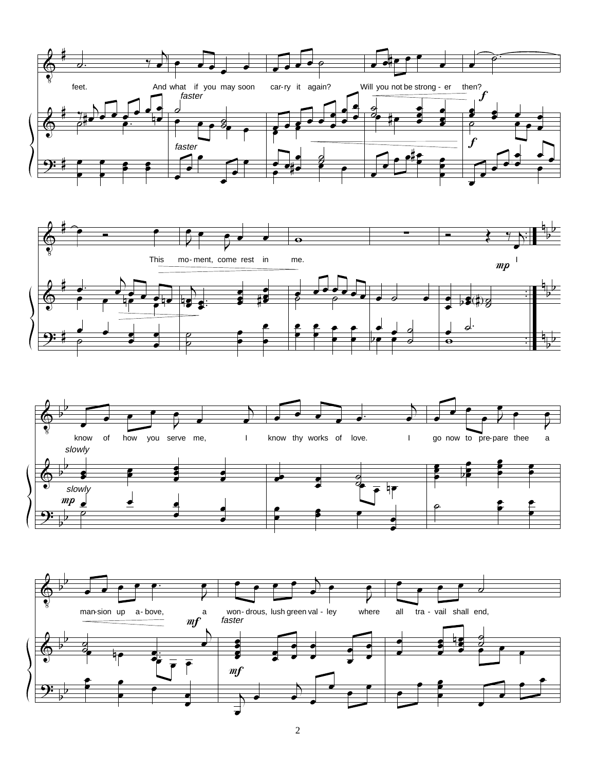feet. And what if you may soon car-ry it again? Will you not be strong - er then?

*faster*

*faster*

***f***

***f***

This mo- ment, come rest in me.

***mp*** I

know of how you serve me, I know thy works of love. I go now to pre-pare thee a

*slowly*

*slowly*

***mp***

man-sion up a- bove, a won- drous, lush green val - ley where all tra - vail shall end,

***mf***

*faster*

***mf***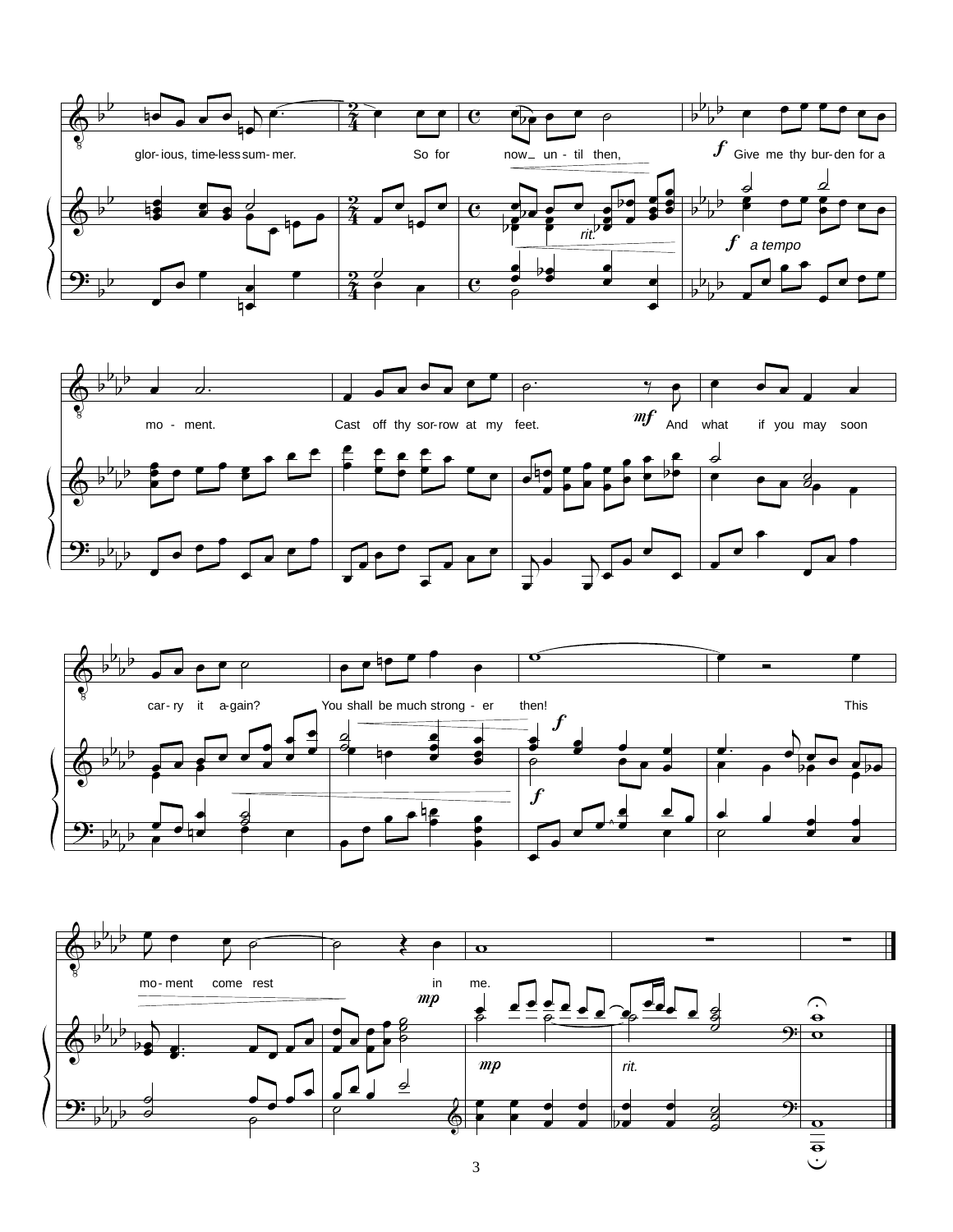glor- ious, time-less sum- mer. So for now un - til then, *f* Give me thy bur- den for a

*rit.* *f* *a tempo*

mo - ment. Cast off thy sor- row at my feet. *mf* And what if you may soon

car- ry it a-gain? You shall be much strong - er then! This

*f*

*f*

mo- ment come rest in me.

*mp*

*mp* *rit.*